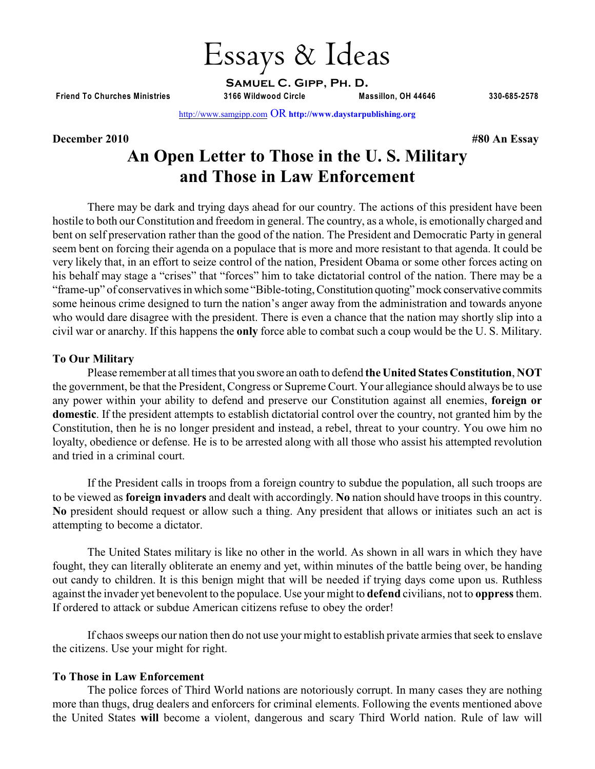# Essays & Ideas

**Samuel C. Gipp, Ph. D.**

**Friend To Churches Ministries** **3166 Wildwood Circle** **Massillon, OH 44646** **330-685-2578**

http://www.samgipp.com OR **http://www.daystarpublishing.org**

**December 2010** **#80 An Essay**

## An Open Letter to Those in the U. S. Military and Those in Law Enforcement

There may be dark and trying days ahead for our country. The actions of this president have been hostile to both our Constitution and freedom in general. The country, as a whole, is emotionally charged and bent on self preservation rather than the good of the nation. The President and Democratic Party in general seem bent on forcing their agenda on a populace that is more and more resistant to that agenda. It could be very likely that, in an effort to seize control of the nation, President Obama or some other forces acting on his behalf may stage a "crises" that "forces" him to take dictatorial control of the nation. There may be a "frame-up" of conservatives in which some "Bible-toting, Constitution quoting" mock conservative commits some heinous crime designed to turn the nation's anger away from the administration and towards anyone who would dare disagree with the president. There is even a chance that the nation may shortly slip into a civil war or anarchy. If this happens the **only** force able to combat such a coup would be the U. S. Military.

### To Our Military

Please remember at all times that you swore an oath to defend **the United States Constitution**, **NOT** the government, be that the President, Congress or Supreme Court. Your allegiance should always be to use any power within your ability to defend and preserve our Constitution against all enemies, **foreign or domestic**. If the president attempts to establish dictatorial control over the country, not granted him by the Constitution, then he is no longer president and instead, a rebel, threat to your country. You owe him no loyalty, obedience or defense. He is to be arrested along with all those who assist his attempted revolution and tried in a criminal court.

If the President calls in troops from a foreign country to subdue the population, all such troops are to be viewed as **foreign invaders** and dealt with accordingly. **No** nation should have troops in this country. **No** president should request or allow such a thing. Any president that allows or initiates such an act is attempting to become a dictator.

The United States military is like no other in the world. As shown in all wars in which they have fought, they can literally obliterate an enemy and yet, within minutes of the battle being over, be handing out candy to children. It is this benign might that will be needed if trying days come upon us. Ruthless against the invader yet benevolent to the populace. Use your might to **defend** civilians, not to **oppress** them. If ordered to attack or subdue American citizens refuse to obey the order!

If chaos sweeps our nation then do not use your might to establish private armies that seek to enslave the citizens. Use your might for right.

### To Those in Law Enforcement

The police forces of Third World nations are notoriously corrupt. In many cases they are nothing more than thugs, drug dealers and enforcers for criminal elements. Following the events mentioned above the United States **will** become a violent, dangerous and scary Third World nation. Rule of law will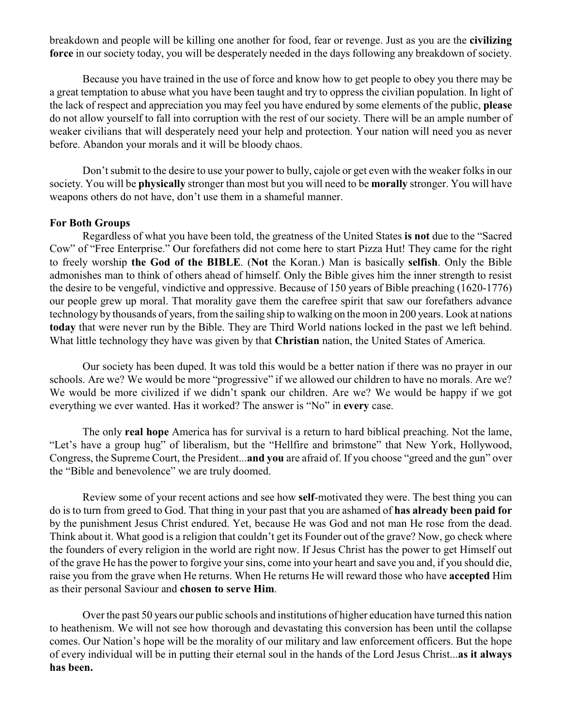breakdown and people will be killing one another for food, fear or revenge. Just as you are the **civilizing force** in our society today, you will be desperately needed in the days following any breakdown of society.

Because you have trained in the use of force and know how to get people to obey you there may be a great temptation to abuse what you have been taught and try to oppress the civilian population. In light of the lack of respect and appreciation you may feel you have endured by some elements of the public, **please** do not allow yourself to fall into corruption with the rest of our society. There will be an ample number of weaker civilians that will desperately need your help and protection. Your nation will need you as never before. Abandon your morals and it will be bloody chaos.

Don't submit to the desire to use your power to bully, cajole or get even with the weaker folks in our society. You will be **physically** stronger than most but you will need to be **morally** stronger. You will have weapons others do not have, don't use them in a shameful manner.

**For Both Groups**

Regardless of what you have been told, the greatness of the United States **is not** due to the "Sacred Cow" of "Free Enterprise." Our forefathers did not come here to start Pizza Hut! They came for the right to freely worship **the God of the BIBLE**. (**Not** the Koran.) Man is basically **selfish**. Only the Bible admonishes man to think of others ahead of himself. Only the Bible gives him the inner strength to resist the desire to be vengeful, vindictive and oppressive. Because of 150 years of Bible preaching (1620-1776) our people grew up moral. That morality gave them the carefree spirit that saw our forefathers advance technology by thousands of years, from the sailing ship to walking on the moon in 200 years. Look at nations **today** that were never run by the Bible. They are Third World nations locked in the past we left behind. What little technology they have was given by that **Christian** nation, the United States of America.

Our society has been duped. It was told this would be a better nation if there was no prayer in our schools. Are we? We would be more "progressive" if we allowed our children to have no morals. Are we? We would be more civilized if we didn't spank our children. Are we? We would be happy if we got everything we ever wanted. Has it worked? The answer is "No" in **every** case.

The only **real hope** America has for survival is a return to hard biblical preaching. Not the lame, "Let's have a group hug" of liberalism, but the "Hellfire and brimstone" that New York, Hollywood, Congress, the Supreme Court, the President...**and you** are afraid of. If you choose "greed and the gun" over the "Bible and benevolence" we are truly doomed.

Review some of your recent actions and see how **self**-motivated they were. The best thing you can do is to turn from greed to God. That thing in your past that you are ashamed of **has already been paid for** by the punishment Jesus Christ endured. Yet, because He was God and not man He rose from the dead. Think about it. What good is a religion that couldn't get its Founder out of the grave? Now, go check where the founders of every religion in the world are right now. If Jesus Christ has the power to get Himself out of the grave He has the power to forgive your sins, come into your heart and save you and, if you should die, raise you from the grave when He returns. When He returns He will reward those who have **accepted** Him as their personal Saviour and **chosen to serve Him**.

Over the past 50 years our public schools and institutions of higher education have turned this nation to heathenism. We will not see how thorough and devastating this conversion has been until the collapse comes. Our Nation's hope will be the morality of our military and law enforcement officers. But the hope of every individual will be in putting their eternal soul in the hands of the Lord Jesus Christ...**as it always has been.**